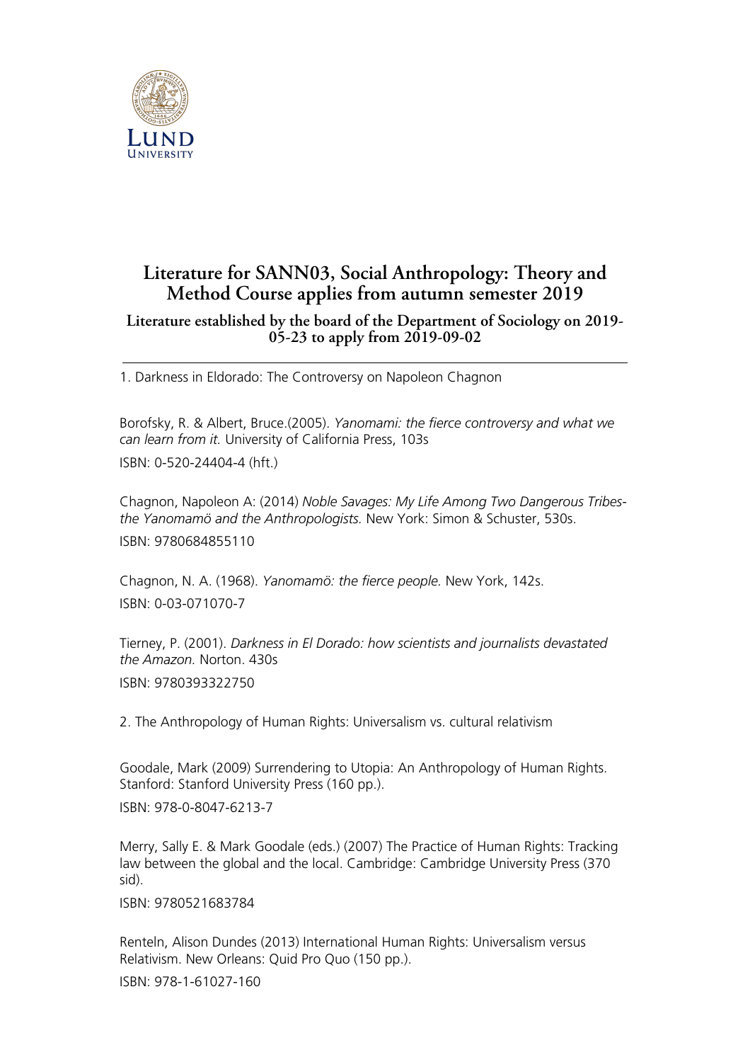# Literature for SANN03, Social Anthropology: Theory and Method Course applies from autumn semester 2019

### Literature established by the board of the Department of Sociology on 2019-05-23 to apply from 2019-09-02

---

1. Darkness in Eldorado: The Controversy on Napoleon Chagnon

Borofsky, R. & Albert, Bruce.(2005). *Yanomami: the fierce controversy and what we can learn from it.* University of California Press, 103s

ISBN: 0-520-24404-4 (hft.)

Chagnon, Napoleon A: (2014) *Noble Savages: My Life Among Two Dangerous Tribes-the Yanomamö and the Anthropologists.* New York: Simon & Schuster, 530s.

ISBN: 9780684855110

Chagnon, N. A. (1968). *Yanomamö: the fierce people.* New York, 142s.

ISBN: 0-03-071070-7

Tierney, P. (2001). *Darkness in El Dorado: how scientists and journalists devastated the Amazon.* Norton. 430s

ISBN: 9780393322750

2. The Anthropology of Human Rights: Universalism vs. cultural relativism

Goodale, Mark (2009) Surrendering to Utopia: An Anthropology of Human Rights. Stanford: Stanford University Press (160 pp.).

ISBN: 978-0-8047-6213-7

Merry, Sally E. & Mark Goodale (eds.) (2007) The Practice of Human Rights: Tracking law between the global and the local. Cambridge: Cambridge University Press (370 sid).

ISBN: 9780521683784

Renteln, Alison Dundes (2013) International Human Rights: Universalism versus Relativism. New Orleans: Quid Pro Quo (150 pp.).

ISBN: 978-1-61027-160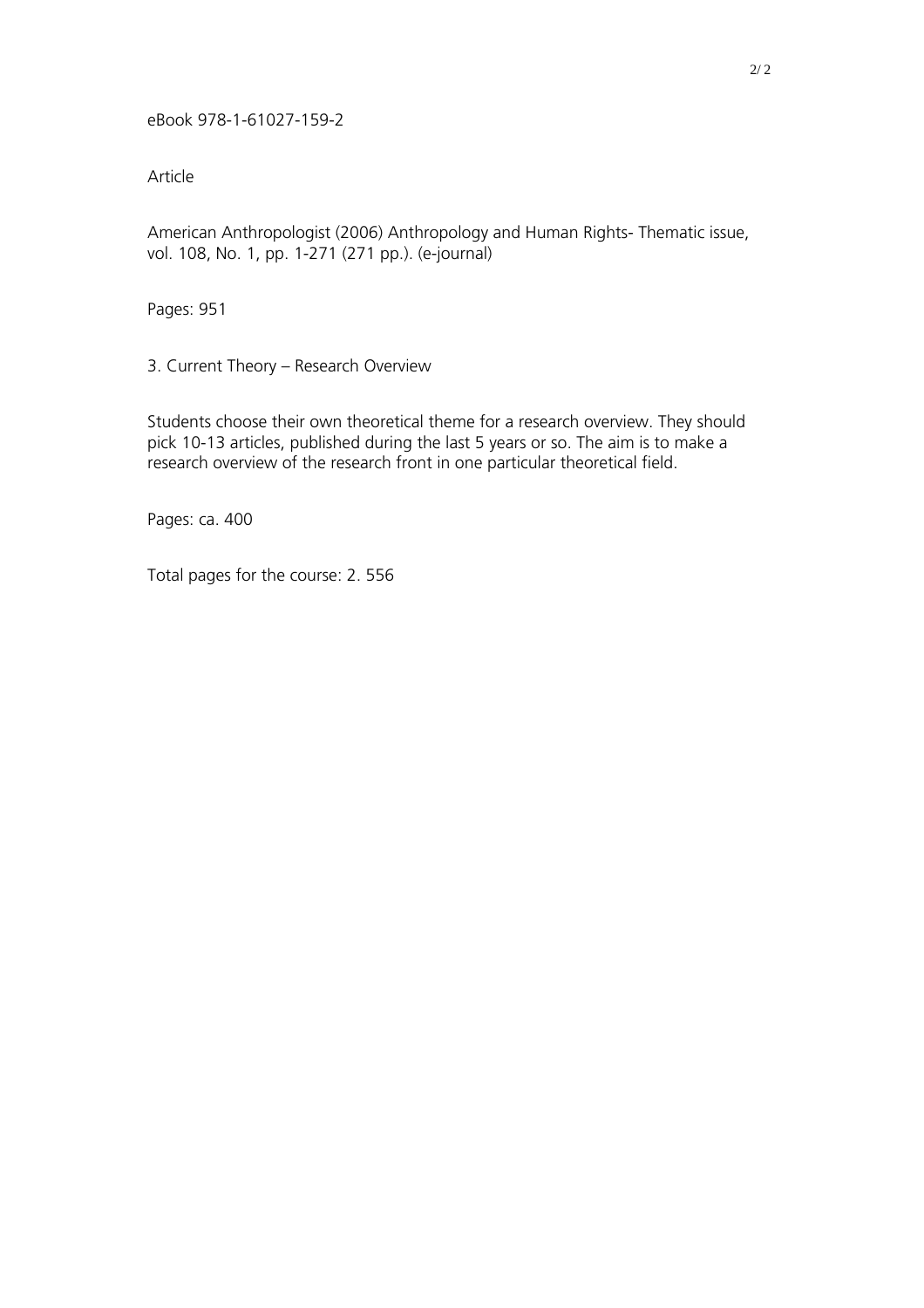eBook 978-1-61027-159-2

Article

American Anthropologist (2006) Anthropology and Human Rights- Thematic issue, vol. 108, No. 1, pp. 1-271 (271 pp.). (e-journal)

Pages: 951

3. Current Theory – Research Overview

Students choose their own theoretical theme for a research overview. They should pick 10-13 articles, published during the last 5 years or so. The aim is to make a research overview of the research front in one particular theoretical field.

Pages: ca. 400

Total pages for the course: 2. 556